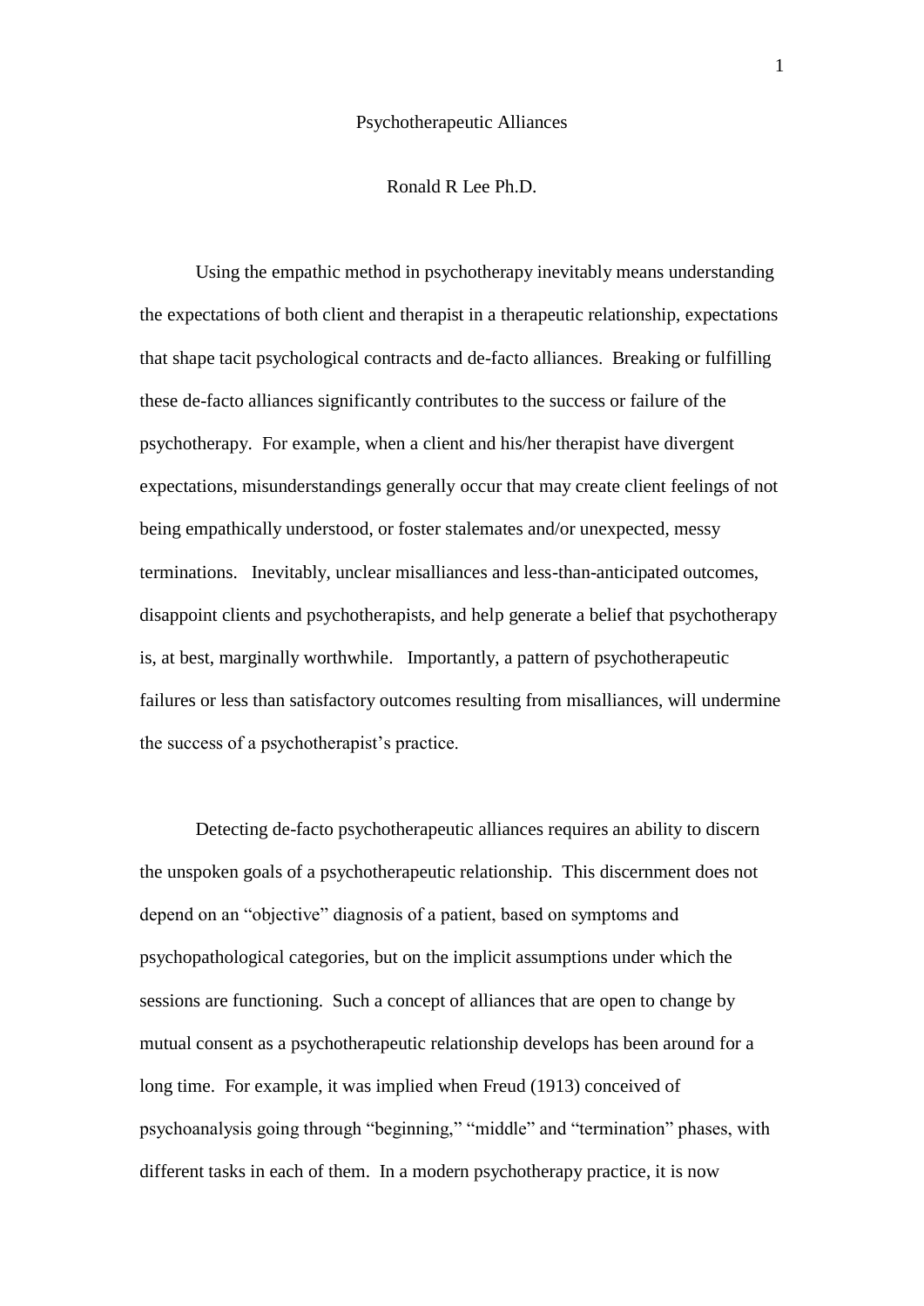# Psychotherapeutic Alliances

Ronald R Lee Ph.D.

Using the empathic method in psychotherapy inevitably means understanding the expectations of both client and therapist in a therapeutic relationship, expectations that shape tacit psychological contracts and de-facto alliances. Breaking or fulfilling these de-facto alliances significantly contributes to the success or failure of the psychotherapy. For example, when a client and his/her therapist have divergent expectations, misunderstandings generally occur that may create client feelings of not being empathically understood, or foster stalemates and/or unexpected, messy terminations. Inevitably, unclear misalliances and less-than-anticipated outcomes, disappoint clients and psychotherapists, and help generate a belief that psychotherapy is, at best, marginally worthwhile. Importantly, a pattern of psychotherapeutic failures or less than satisfactory outcomes resulting from misalliances, will undermine the success of a psychotherapist's practice.

Detecting de-facto psychotherapeutic alliances requires an ability to discern the unspoken goals of a psychotherapeutic relationship. This discernment does not depend on an "objective" diagnosis of a patient, based on symptoms and psychopathological categories, but on the implicit assumptions under which the sessions are functioning. Such a concept of alliances that are open to change by mutual consent as a psychotherapeutic relationship develops has been around for a long time. For example, it was implied when Freud (1913) conceived of psychoanalysis going through "beginning," "middle" and "termination" phases, with different tasks in each of them. In a modern psychotherapy practice, it is now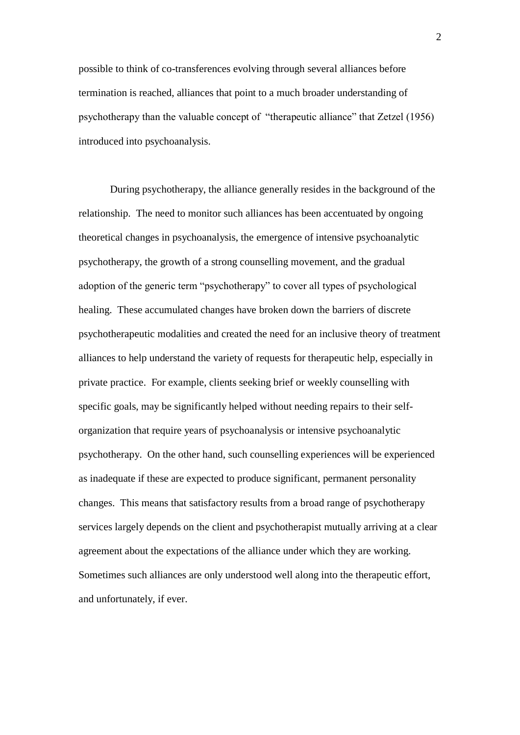possible to think of co-transferences evolving through several alliances before termination is reached, alliances that point to a much broader understanding of psychotherapy than the valuable concept of "therapeutic alliance" that Zetzel (1956) introduced into psychoanalysis.

During psychotherapy, the alliance generally resides in the background of the relationship. The need to monitor such alliances has been accentuated by ongoing theoretical changes in psychoanalysis, the emergence of intensive psychoanalytic psychotherapy, the growth of a strong counselling movement, and the gradual adoption of the generic term "psychotherapy" to cover all types of psychological healing. These accumulated changes have broken down the barriers of discrete psychotherapeutic modalities and created the need for an inclusive theory of treatment alliances to help understand the variety of requests for therapeutic help, especially in private practice. For example, clients seeking brief or weekly counselling with specific goals, may be significantly helped without needing repairs to their self-organization that require years of psychoanalysis or intensive psychoanalytic psychotherapy. On the other hand, such counselling experiences will be experienced as inadequate if these are expected to produce significant, permanent personality changes. This means that satisfactory results from a broad range of psychotherapy services largely depends on the client and psychotherapist mutually arriving at a clear agreement about the expectations of the alliance under which they are working. Sometimes such alliances are only understood well along into the therapeutic effort, and unfortunately, if ever.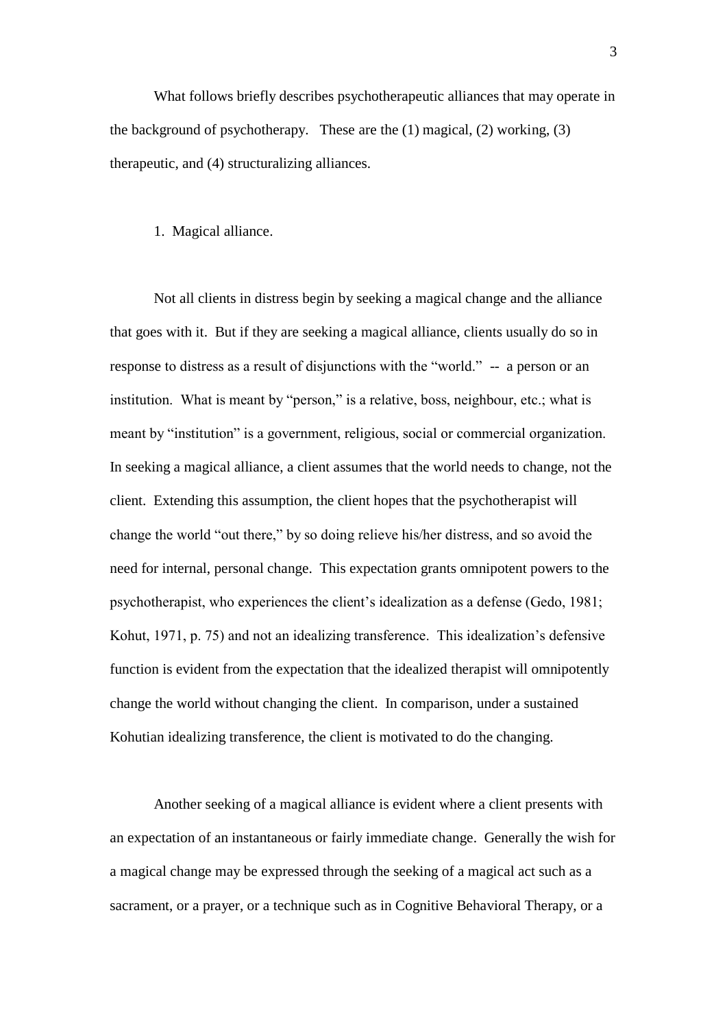What follows briefly describes psychotherapeutic alliances that may operate in the background of psychotherapy. These are the (1) magical, (2) working, (3) therapeutic, and (4) structuralizing alliances.

1. Magical alliance.

Not all clients in distress begin by seeking a magical change and the alliance that goes with it. But if they are seeking a magical alliance, clients usually do so in response to distress as a result of disjunctions with the "world." -- a person or an institution. What is meant by "person," is a relative, boss, neighbour, etc.; what is meant by "institution" is a government, religious, social or commercial organization. In seeking a magical alliance, a client assumes that the world needs to change, not the client. Extending this assumption, the client hopes that the psychotherapist will change the world "out there," by so doing relieve his/her distress, and so avoid the need for internal, personal change. This expectation grants omnipotent powers to the psychotherapist, who experiences the client's idealization as a defense (Gedo, 1981; Kohut, 1971, p. 75) and not an idealizing transference. This idealization's defensive function is evident from the expectation that the idealized therapist will omnipotently change the world without changing the client. In comparison, under a sustained Kohutian idealizing transference, the client is motivated to do the changing.

Another seeking of a magical alliance is evident where a client presents with an expectation of an instantaneous or fairly immediate change. Generally the wish for a magical change may be expressed through the seeking of a magical act such as a sacrament, or a prayer, or a technique such as in Cognitive Behavioral Therapy, or a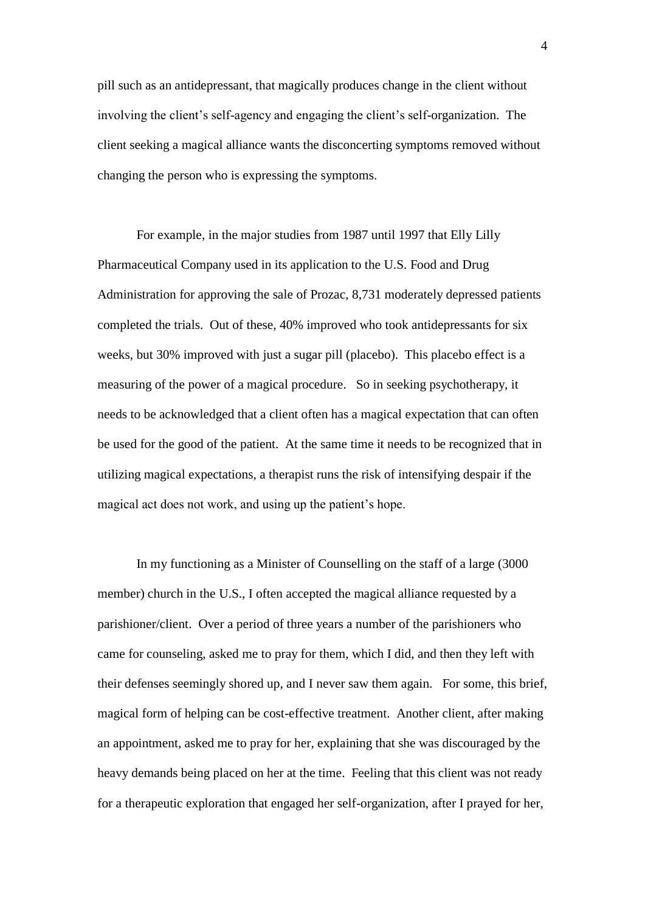pill such as an antidepressant, that magically produces change in the client without involving the client's self-agency and engaging the client's self-organization. The client seeking a magical alliance wants the disconcerting symptoms removed without changing the person who is expressing the symptoms.

For example, in the major studies from 1987 until 1997 that Elly Lilly Pharmaceutical Company used in its application to the U.S. Food and Drug Administration for approving the sale of Prozac, 8,731 moderately depressed patients completed the trials. Out of these, 40% improved who took antidepressants for six weeks, but 30% improved with just a sugar pill (placebo). This placebo effect is a measuring of the power of a magical procedure. So in seeking psychotherapy, it needs to be acknowledged that a client often has a magical expectation that can often be used for the good of the patient. At the same time it needs to be recognized that in utilizing magical expectations, a therapist runs the risk of intensifying despair if the magical act does not work, and using up the patient's hope.

In my functioning as a Minister of Counselling on the staff of a large (3000 member) church in the U.S., I often accepted the magical alliance requested by a parishioner/client. Over a period of three years a number of the parishioners who came for counseling, asked me to pray for them, which I did, and then they left with their defenses seemingly shored up, and I never saw them again. For some, this brief, magical form of helping can be cost-effective treatment. Another client, after making an appointment, asked me to pray for her, explaining that she was discouraged by the heavy demands being placed on her at the time. Feeling that this client was not ready for a therapeutic exploration that engaged her self-organization, after I prayed for her,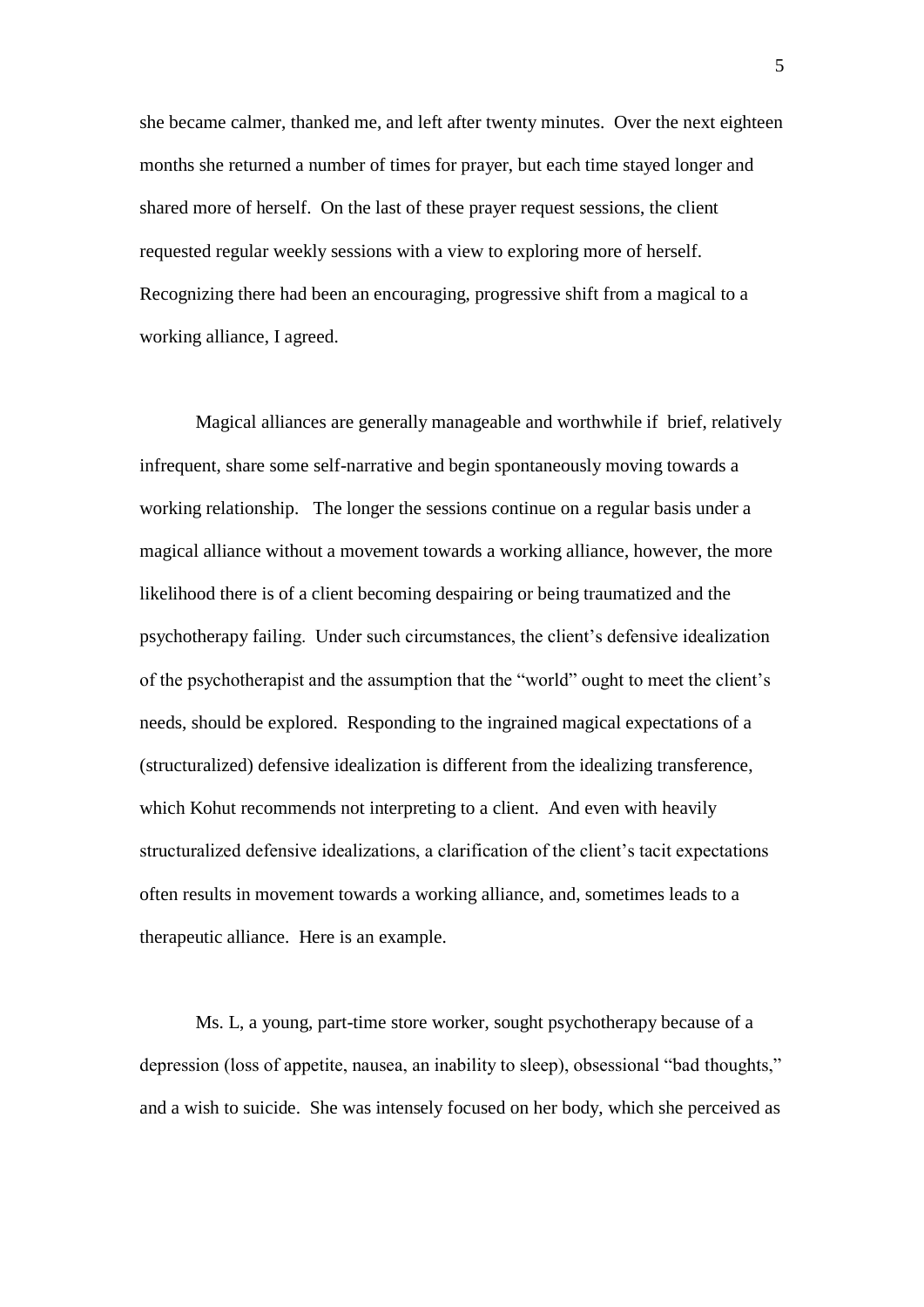she became calmer, thanked me, and left after twenty minutes. Over the next eighteen months she returned a number of times for prayer, but each time stayed longer and shared more of herself. On the last of these prayer request sessions, the client requested regular weekly sessions with a view to exploring more of herself. Recognizing there had been an encouraging, progressive shift from a magical to a working alliance, I agreed.

Magical alliances are generally manageable and worthwhile if brief, relatively infrequent, share some self-narrative and begin spontaneously moving towards a working relationship. The longer the sessions continue on a regular basis under a magical alliance without a movement towards a working alliance, however, the more likelihood there is of a client becoming despairing or being traumatized and the psychotherapy failing. Under such circumstances, the client's defensive idealization of the psychotherapist and the assumption that the "world" ought to meet the client's needs, should be explored. Responding to the ingrained magical expectations of a (structuralized) defensive idealization is different from the idealizing transference, which Kohut recommends not interpreting to a client. And even with heavily structuralized defensive idealizations, a clarification of the client's tacit expectations often results in movement towards a working alliance, and, sometimes leads to a therapeutic alliance. Here is an example.

Ms. L, a young, part-time store worker, sought psychotherapy because of a depression (loss of appetite, nausea, an inability to sleep), obsessional "bad thoughts," and a wish to suicide. She was intensely focused on her body, which she perceived as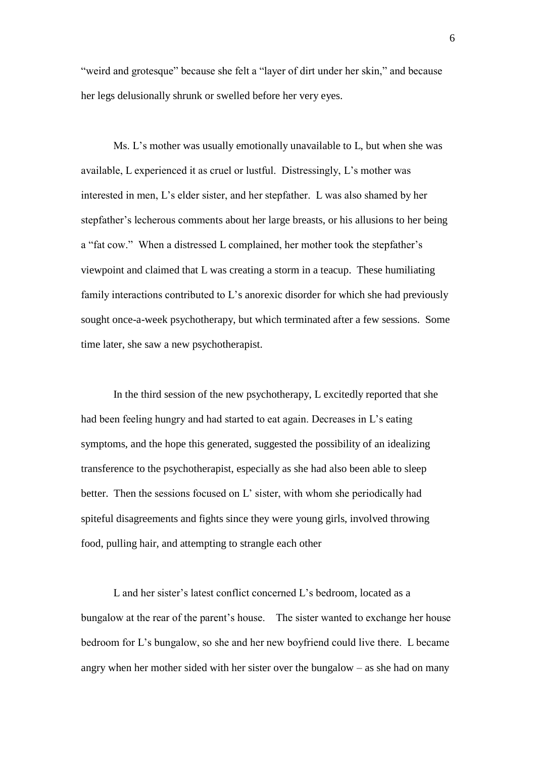"weird and grotesque" because she felt a "layer of dirt under her skin," and because her legs delusionally shrunk or swelled before her very eyes.

Ms. L's mother was usually emotionally unavailable to L, but when she was available, L experienced it as cruel or lustful. Distressingly, L's mother was interested in men, L's elder sister, and her stepfather. L was also shamed by her stepfather's lecherous comments about her large breasts, or his allusions to her being a "fat cow." When a distressed L complained, her mother took the stepfather's viewpoint and claimed that L was creating a storm in a teacup. These humiliating family interactions contributed to L's anorexic disorder for which she had previously sought once-a-week psychotherapy, but which terminated after a few sessions. Some time later, she saw a new psychotherapist.

In the third session of the new psychotherapy, L excitedly reported that she had been feeling hungry and had started to eat again. Decreases in L's eating symptoms, and the hope this generated, suggested the possibility of an idealizing transference to the psychotherapist, especially as she had also been able to sleep better. Then the sessions focused on L' sister, with whom she periodically had spiteful disagreements and fights since they were young girls, involved throwing food, pulling hair, and attempting to strangle each other

L and her sister's latest conflict concerned L's bedroom, located as a bungalow at the rear of the parent's house. The sister wanted to exchange her house bedroom for L's bungalow, so she and her new boyfriend could live there. L became angry when her mother sided with her sister over the bungalow – as she had on many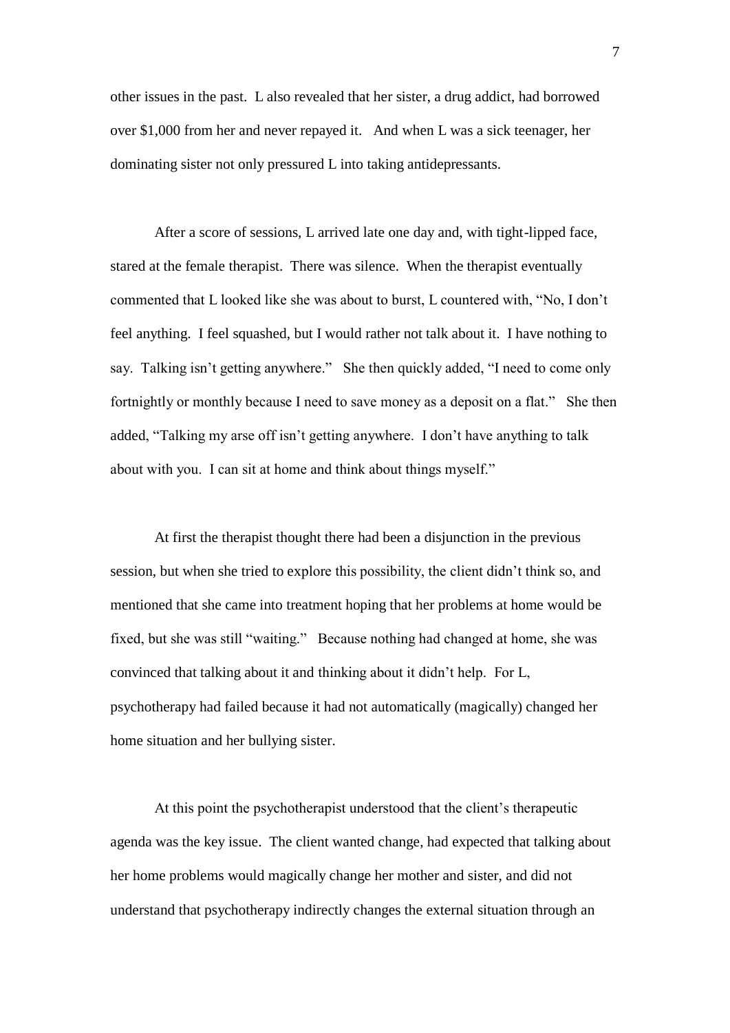other issues in the past. L also revealed that her sister, a drug addict, had borrowed over $1,000 from her and never repayed it. And when L was a sick teenager, her dominating sister not only pressured L into taking antidepressants.

After a score of sessions, L arrived late one day and, with tight-lipped face, stared at the female therapist. There was silence. When the therapist eventually commented that L looked like she was about to burst, L countered with, "No, I don't feel anything. I feel squashed, but I would rather not talk about it. I have nothing to say. Talking isn't getting anywhere." She then quickly added, "I need to come only fortnightly or monthly because I need to save money as a deposit on a flat." She then added, "Talking my arse off isn't getting anywhere. I don't have anything to talk about with you. I can sit at home and think about things myself."

At first the therapist thought there had been a disjunction in the previous session, but when she tried to explore this possibility, the client didn't think so, and mentioned that she came into treatment hoping that her problems at home would be fixed, but she was still "waiting." Because nothing had changed at home, she was convinced that talking about it and thinking about it didn't help. For L, psychotherapy had failed because it had not automatically (magically) changed her home situation and her bullying sister.

At this point the psychotherapist understood that the client's therapeutic agenda was the key issue. The client wanted change, had expected that talking about her home problems would magically change her mother and sister, and did not understand that psychotherapy indirectly changes the external situation through an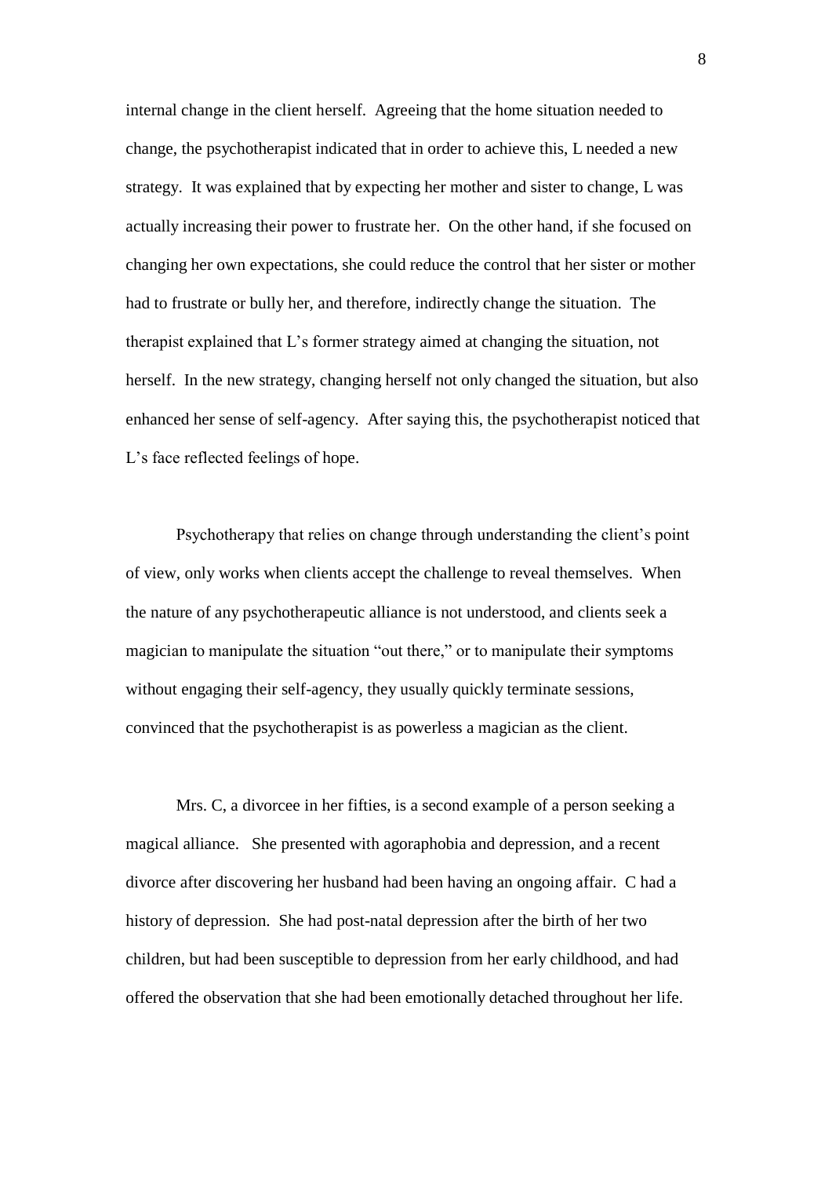internal change in the client herself. Agreeing that the home situation needed to change, the psychotherapist indicated that in order to achieve this, L needed a new strategy. It was explained that by expecting her mother and sister to change, L was actually increasing their power to frustrate her. On the other hand, if she focused on changing her own expectations, she could reduce the control that her sister or mother had to frustrate or bully her, and therefore, indirectly change the situation. The therapist explained that L's former strategy aimed at changing the situation, not herself. In the new strategy, changing herself not only changed the situation, but also enhanced her sense of self-agency. After saying this, the psychotherapist noticed that L's face reflected feelings of hope.

Psychotherapy that relies on change through understanding the client's point of view, only works when clients accept the challenge to reveal themselves. When the nature of any psychotherapeutic alliance is not understood, and clients seek a magician to manipulate the situation "out there," or to manipulate their symptoms without engaging their self-agency, they usually quickly terminate sessions, convinced that the psychotherapist is as powerless a magician as the client.

Mrs. C, a divorcee in her fifties, is a second example of a person seeking a magical alliance. She presented with agoraphobia and depression, and a recent divorce after discovering her husband had been having an ongoing affair. C had a history of depression. She had post-natal depression after the birth of her two children, but had been susceptible to depression from her early childhood, and had offered the observation that she had been emotionally detached throughout her life.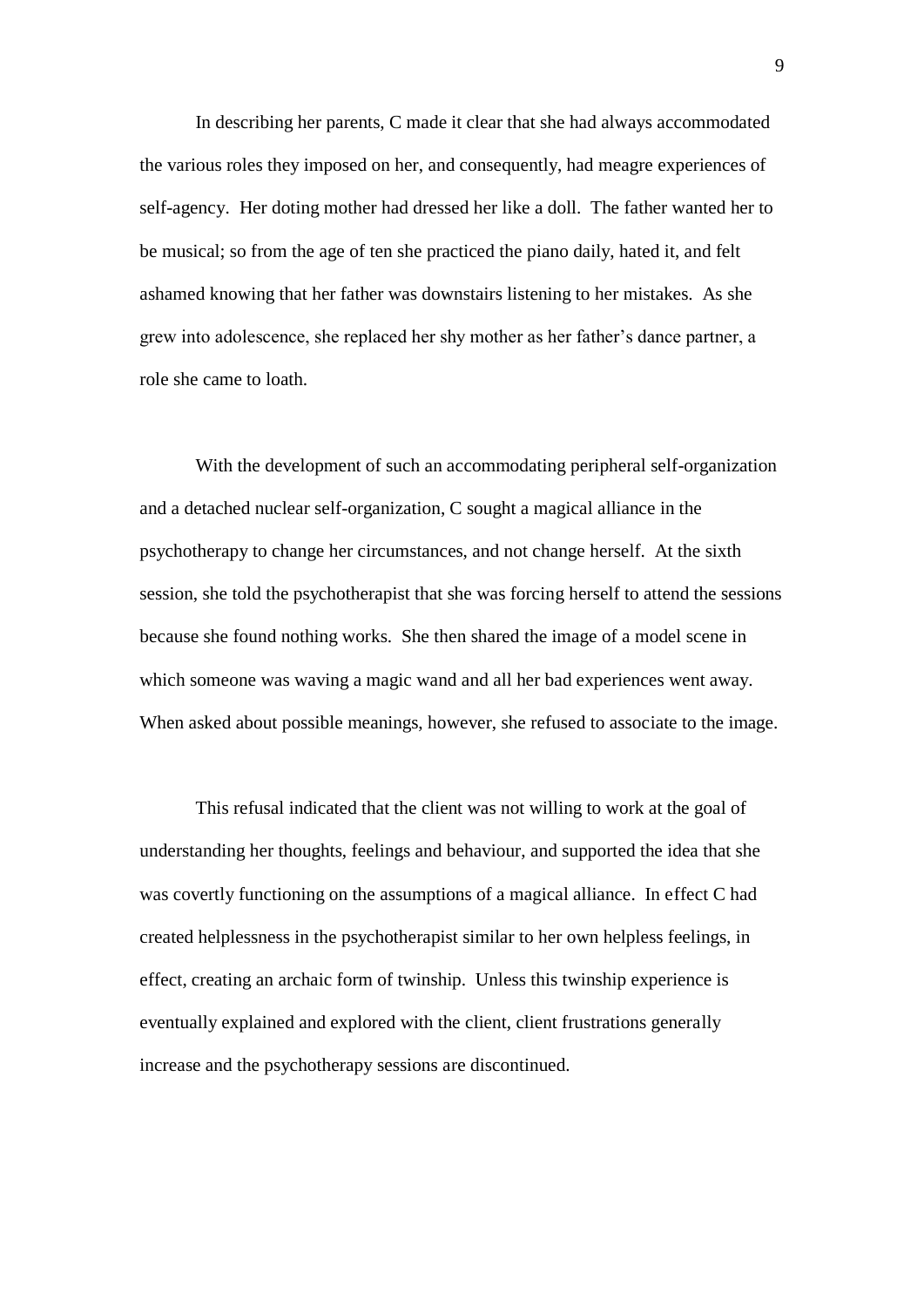In describing her parents, C made it clear that she had always accommodated the various roles they imposed on her, and consequently, had meagre experiences of self-agency. Her doting mother had dressed her like a doll. The father wanted her to be musical; so from the age of ten she practiced the piano daily, hated it, and felt ashamed knowing that her father was downstairs listening to her mistakes. As she grew into adolescence, she replaced her shy mother as her father's dance partner, a role she came to loath.

With the development of such an accommodating peripheral self-organization and a detached nuclear self-organization, C sought a magical alliance in the psychotherapy to change her circumstances, and not change herself. At the sixth session, she told the psychotherapist that she was forcing herself to attend the sessions because she found nothing works. She then shared the image of a model scene in which someone was waving a magic wand and all her bad experiences went away. When asked about possible meanings, however, she refused to associate to the image.

This refusal indicated that the client was not willing to work at the goal of understanding her thoughts, feelings and behaviour, and supported the idea that she was covertly functioning on the assumptions of a magical alliance. In effect C had created helplessness in the psychotherapist similar to her own helpless feelings, in effect, creating an archaic form of twinship. Unless this twinship experience is eventually explained and explored with the client, client frustrations generally increase and the psychotherapy sessions are discontinued.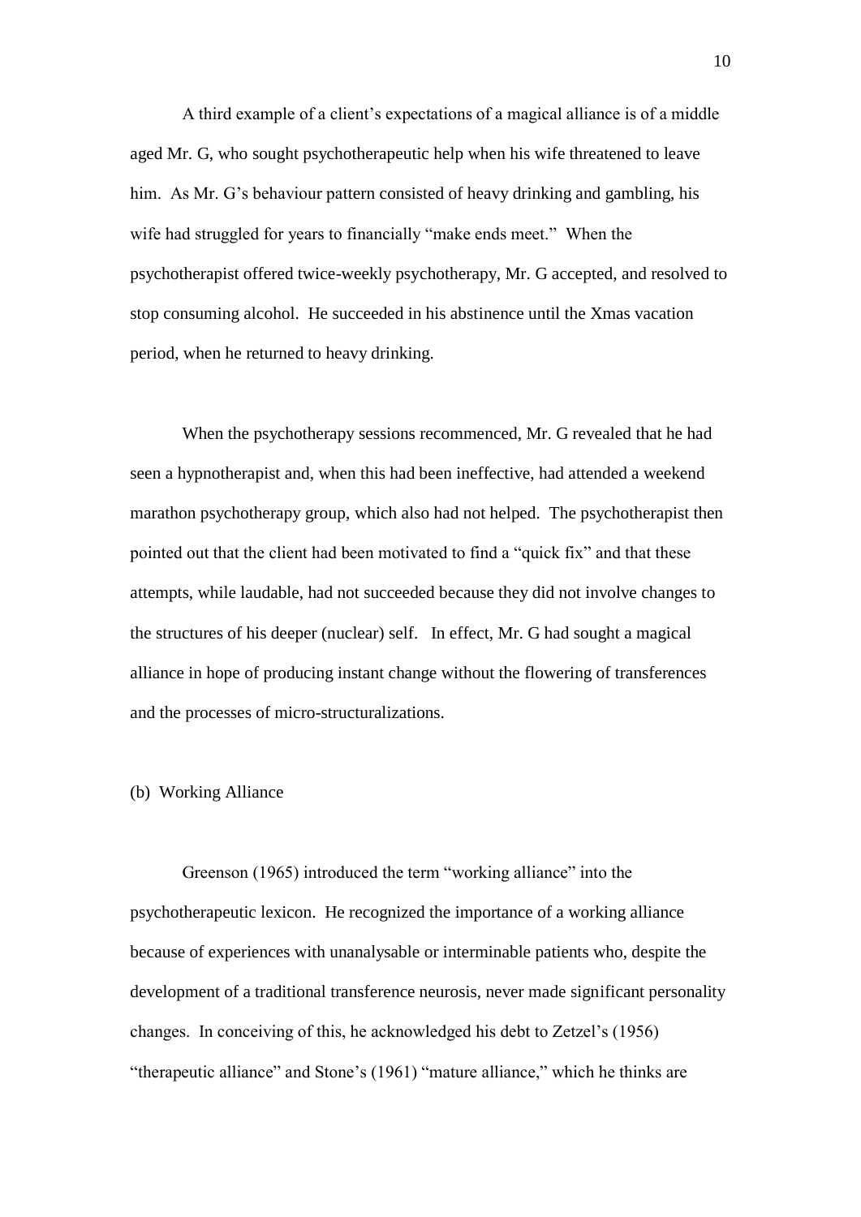A third example of a client's expectations of a magical alliance is of a middle aged Mr. G, who sought psychotherapeutic help when his wife threatened to leave him. As Mr. G's behaviour pattern consisted of heavy drinking and gambling, his wife had struggled for years to financially "make ends meet." When the psychotherapist offered twice-weekly psychotherapy, Mr. G accepted, and resolved to stop consuming alcohol. He succeeded in his abstinence until the Xmas vacation period, when he returned to heavy drinking.

When the psychotherapy sessions recommenced, Mr. G revealed that he had seen a hypnotherapist and, when this had been ineffective, had attended a weekend marathon psychotherapy group, which also had not helped. The psychotherapist then pointed out that the client had been motivated to find a "quick fix" and that these attempts, while laudable, had not succeeded because they did not involve changes to the structures of his deeper (nuclear) self. In effect, Mr. G had sought a magical alliance in hope of producing instant change without the flowering of transferences and the processes of micro-structuralizations.

(b) Working Alliance

Greenson (1965) introduced the term "working alliance" into the psychotherapeutic lexicon. He recognized the importance of a working alliance because of experiences with unanalysable or interminable patients who, despite the development of a traditional transference neurosis, never made significant personality changes. In conceiving of this, he acknowledged his debt to Zetzel's (1956) "therapeutic alliance" and Stone's (1961) "mature alliance," which he thinks are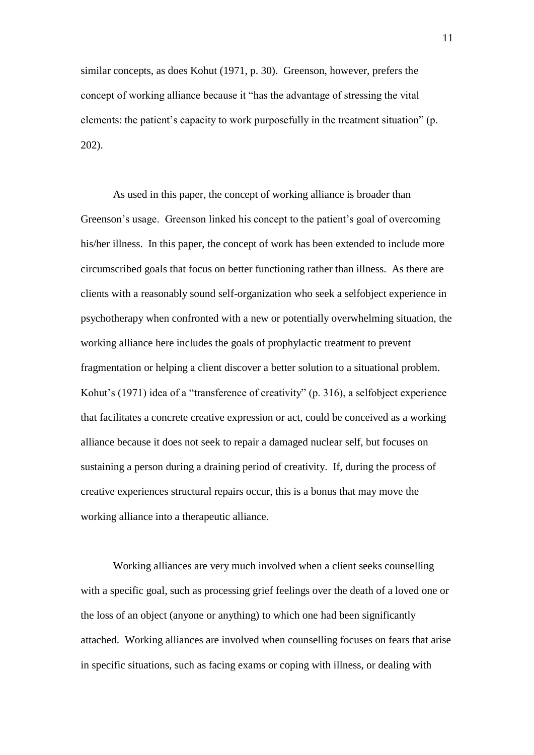similar concepts, as does Kohut (1971, p. 30). Greenson, however, prefers the concept of working alliance because it "has the advantage of stressing the vital elements: the patient's capacity to work purposefully in the treatment situation" (p. 202).

As used in this paper, the concept of working alliance is broader than Greenson's usage. Greenson linked his concept to the patient's goal of overcoming his/her illness. In this paper, the concept of work has been extended to include more circumscribed goals that focus on better functioning rather than illness. As there are clients with a reasonably sound self-organization who seek a selfobject experience in psychotherapy when confronted with a new or potentially overwhelming situation, the working alliance here includes the goals of prophylactic treatment to prevent fragmentation or helping a client discover a better solution to a situational problem. Kohut's (1971) idea of a "transference of creativity" (p. 316), a selfobject experience that facilitates a concrete creative expression or act, could be conceived as a working alliance because it does not seek to repair a damaged nuclear self, but focuses on sustaining a person during a draining period of creativity. If, during the process of creative experiences structural repairs occur, this is a bonus that may move the working alliance into a therapeutic alliance.

Working alliances are very much involved when a client seeks counselling with a specific goal, such as processing grief feelings over the death of a loved one or the loss of an object (anyone or anything) to which one had been significantly attached. Working alliances are involved when counselling focuses on fears that arise in specific situations, such as facing exams or coping with illness, or dealing with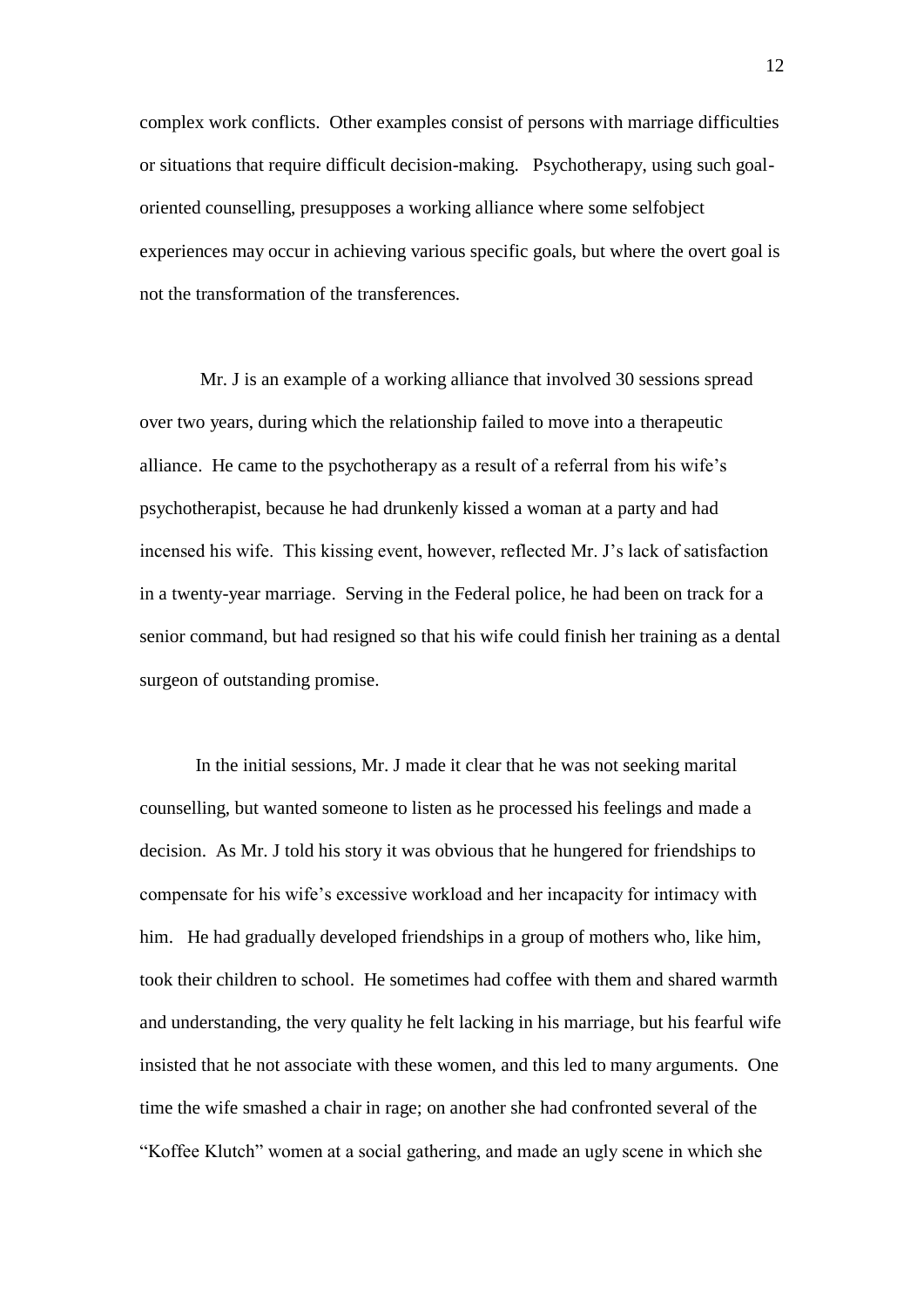complex work conflicts. Other examples consist of persons with marriage difficulties or situations that require difficult decision-making. Psychotherapy, using such goal-oriented counselling, presupposes a working alliance where some selfobject experiences may occur in achieving various specific goals, but where the overt goal is not the transformation of the transferences.

Mr. J is an example of a working alliance that involved 30 sessions spread over two years, during which the relationship failed to move into a therapeutic alliance. He came to the psychotherapy as a result of a referral from his wife's psychotherapist, because he had drunkenly kissed a woman at a party and had incensed his wife. This kissing event, however, reflected Mr. J's lack of satisfaction in a twenty-year marriage. Serving in the Federal police, he had been on track for a senior command, but had resigned so that his wife could finish her training as a dental surgeon of outstanding promise.

In the initial sessions, Mr. J made it clear that he was not seeking marital counselling, but wanted someone to listen as he processed his feelings and made a decision. As Mr. J told his story it was obvious that he hungered for friendships to compensate for his wife's excessive workload and her incapacity for intimacy with him. He had gradually developed friendships in a group of mothers who, like him, took their children to school. He sometimes had coffee with them and shared warmth and understanding, the very quality he felt lacking in his marriage, but his fearful wife insisted that he not associate with these women, and this led to many arguments. One time the wife smashed a chair in rage; on another she had confronted several of the "Koffee Klutch" women at a social gathering, and made an ugly scene in which she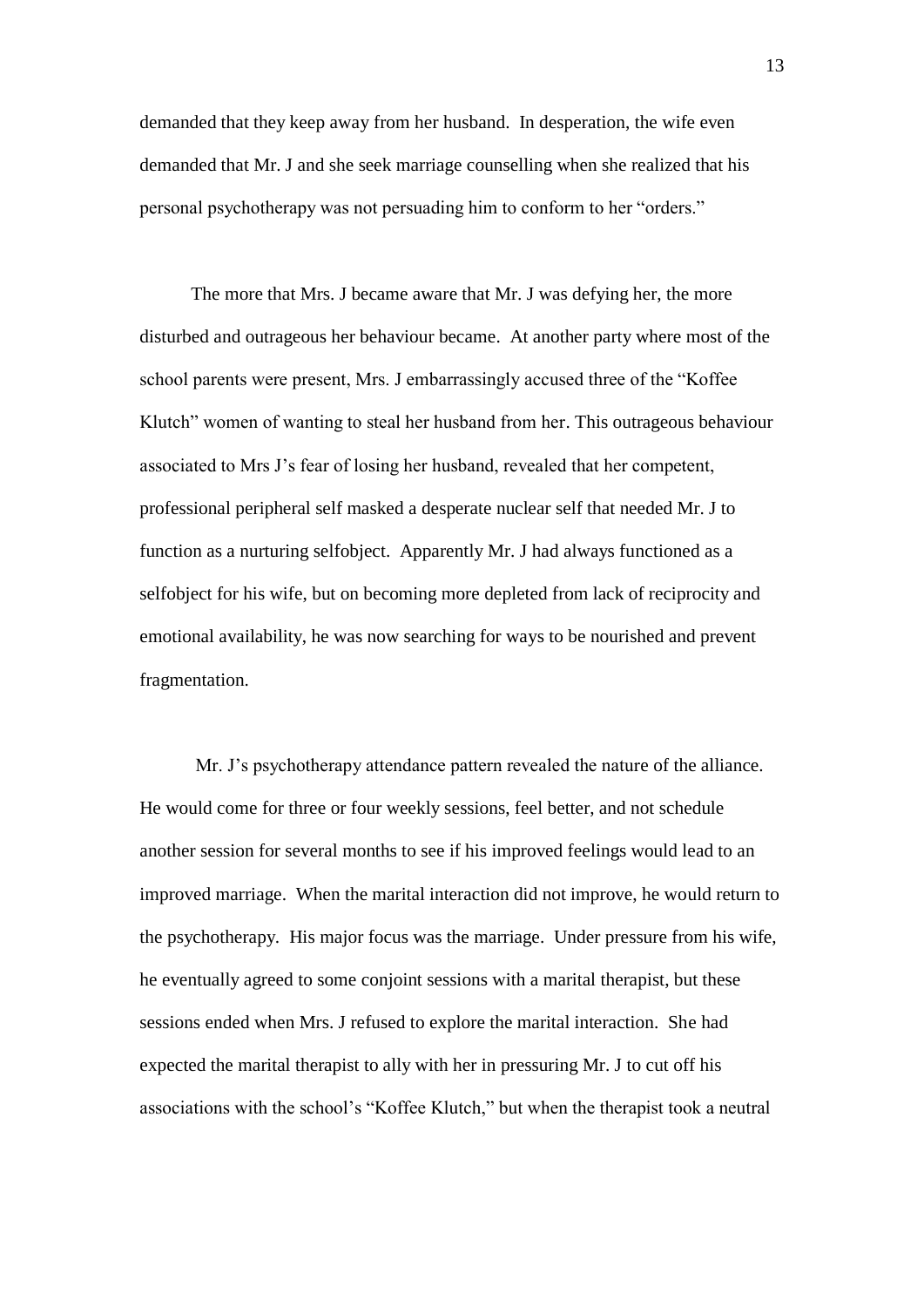demanded that they keep away from her husband. In desperation, the wife even demanded that Mr. J and she seek marriage counselling when she realized that his personal psychotherapy was not persuading him to conform to her "orders."

The more that Mrs. J became aware that Mr. J was defying her, the more disturbed and outrageous her behaviour became. At another party where most of the school parents were present, Mrs. J embarrassingly accused three of the "Koffee Klutch" women of wanting to steal her husband from her. This outrageous behaviour associated to Mrs J's fear of losing her husband, revealed that her competent, professional peripheral self masked a desperate nuclear self that needed Mr. J to function as a nurturing selfobject. Apparently Mr. J had always functioned as a selfobject for his wife, but on becoming more depleted from lack of reciprocity and emotional availability, he was now searching for ways to be nourished and prevent fragmentation.

Mr. J's psychotherapy attendance pattern revealed the nature of the alliance. He would come for three or four weekly sessions, feel better, and not schedule another session for several months to see if his improved feelings would lead to an improved marriage. When the marital interaction did not improve, he would return to the psychotherapy. His major focus was the marriage. Under pressure from his wife, he eventually agreed to some conjoint sessions with a marital therapist, but these sessions ended when Mrs. J refused to explore the marital interaction. She had expected the marital therapist to ally with her in pressuring Mr. J to cut off his associations with the school's "Koffee Klutch," but when the therapist took a neutral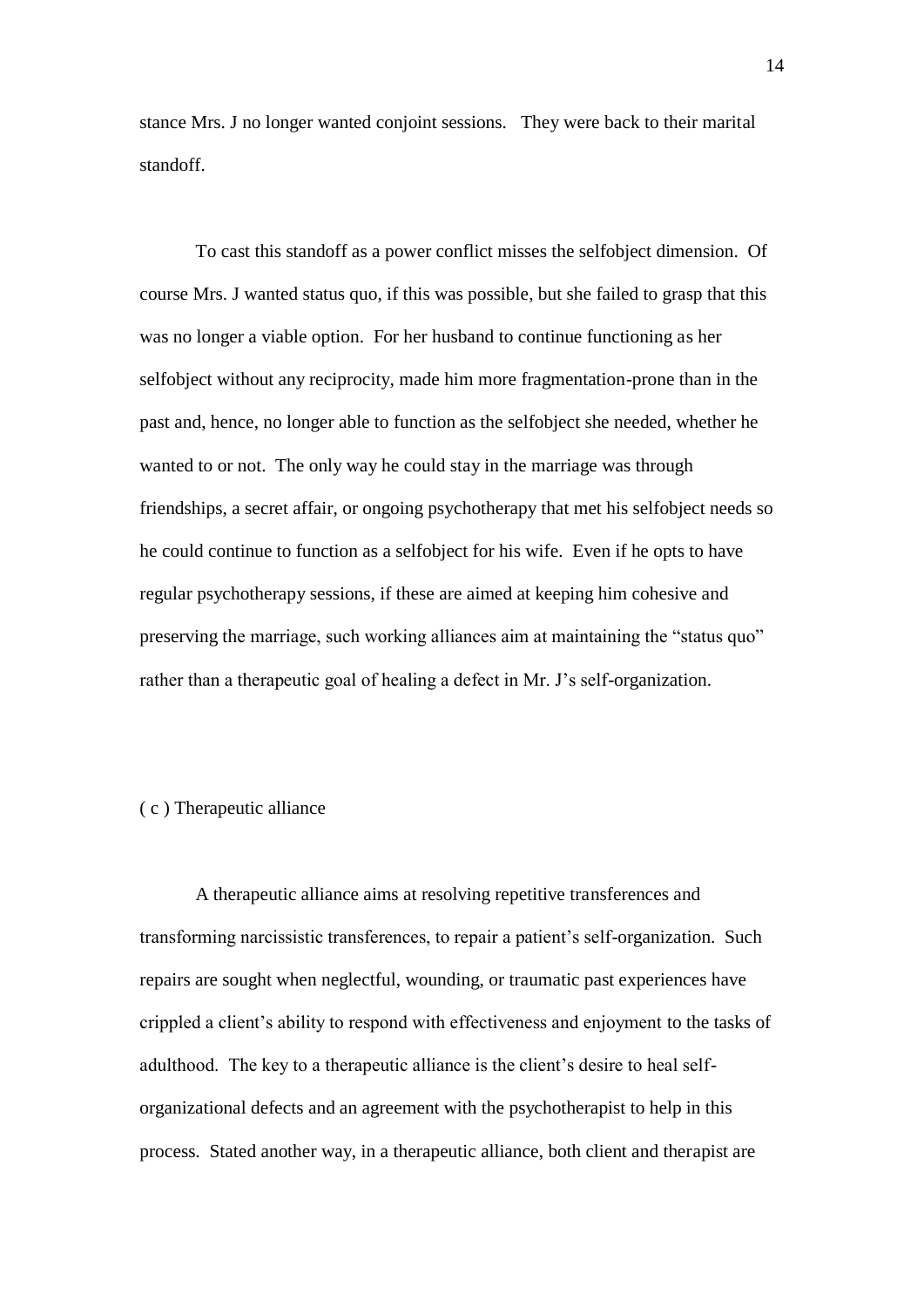stance Mrs. J no longer wanted conjoint sessions. They were back to their marital standoff.

To cast this standoff as a power conflict misses the selfobject dimension. Of course Mrs. J wanted status quo, if this was possible, but she failed to grasp that this was no longer a viable option. For her husband to continue functioning as her selfobject without any reciprocity, made him more fragmentation-prone than in the past and, hence, no longer able to function as the selfobject she needed, whether he wanted to or not. The only way he could stay in the marriage was through friendships, a secret affair, or ongoing psychotherapy that met his selfobject needs so he could continue to function as a selfobject for his wife. Even if he opts to have regular psychotherapy sessions, if these are aimed at keeping him cohesive and preserving the marriage, such working alliances aim at maintaining the "status quo" rather than a therapeutic goal of healing a defect in Mr. J's self-organization.

( c ) Therapeutic alliance

A therapeutic alliance aims at resolving repetitive transferences and transforming narcissistic transferences, to repair a patient's self-organization. Such repairs are sought when neglectful, wounding, or traumatic past experiences have crippled a client's ability to respond with effectiveness and enjoyment to the tasks of adulthood. The key to a therapeutic alliance is the client's desire to heal self-organizational defects and an agreement with the psychotherapist to help in this process. Stated another way, in a therapeutic alliance, both client and therapist are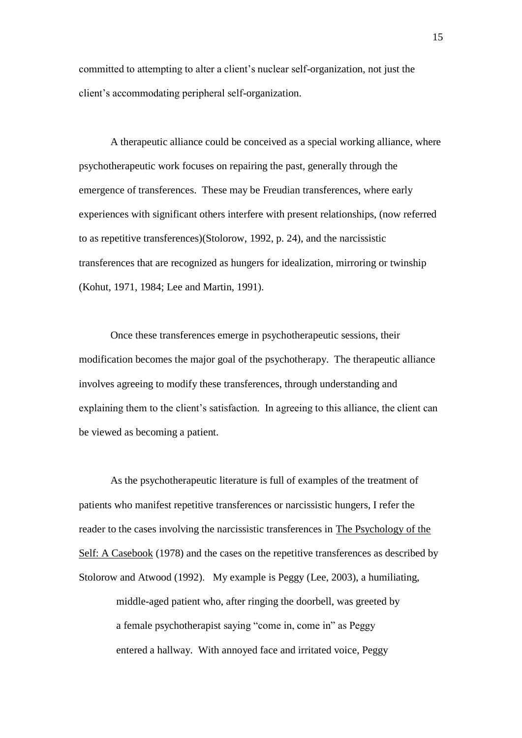committed to attempting to alter a client's nuclear self-organization, not just the client's accommodating peripheral self-organization.

A therapeutic alliance could be conceived as a special working alliance, where psychotherapeutic work focuses on repairing the past, generally through the emergence of transferences. These may be Freudian transferences, where early experiences with significant others interfere with present relationships, (now referred to as repetitive transferences)(Stolorow, 1992, p. 24), and the narcissistic transferences that are recognized as hungers for idealization, mirroring or twinship (Kohut, 1971, 1984; Lee and Martin, 1991).

Once these transferences emerge in psychotherapeutic sessions, their modification becomes the major goal of the psychotherapy. The therapeutic alliance involves agreeing to modify these transferences, through understanding and explaining them to the client's satisfaction. In agreeing to this alliance, the client can be viewed as becoming a patient.

As the psychotherapeutic literature is full of examples of the treatment of patients who manifest repetitive transferences or narcissistic hungers, I refer the reader to the cases involving the narcissistic transferences in The Psychology of the Self: A Casebook (1978) and the cases on the repetitive transferences as described by Stolorow and Atwood (1992). My example is Peggy (Lee, 2003), a humiliating,

> middle-aged patient who, after ringing the doorbell, was greeted by a female psychotherapist saying "come in, come in" as Peggy entered a hallway. With annoyed face and irritated voice, Peggy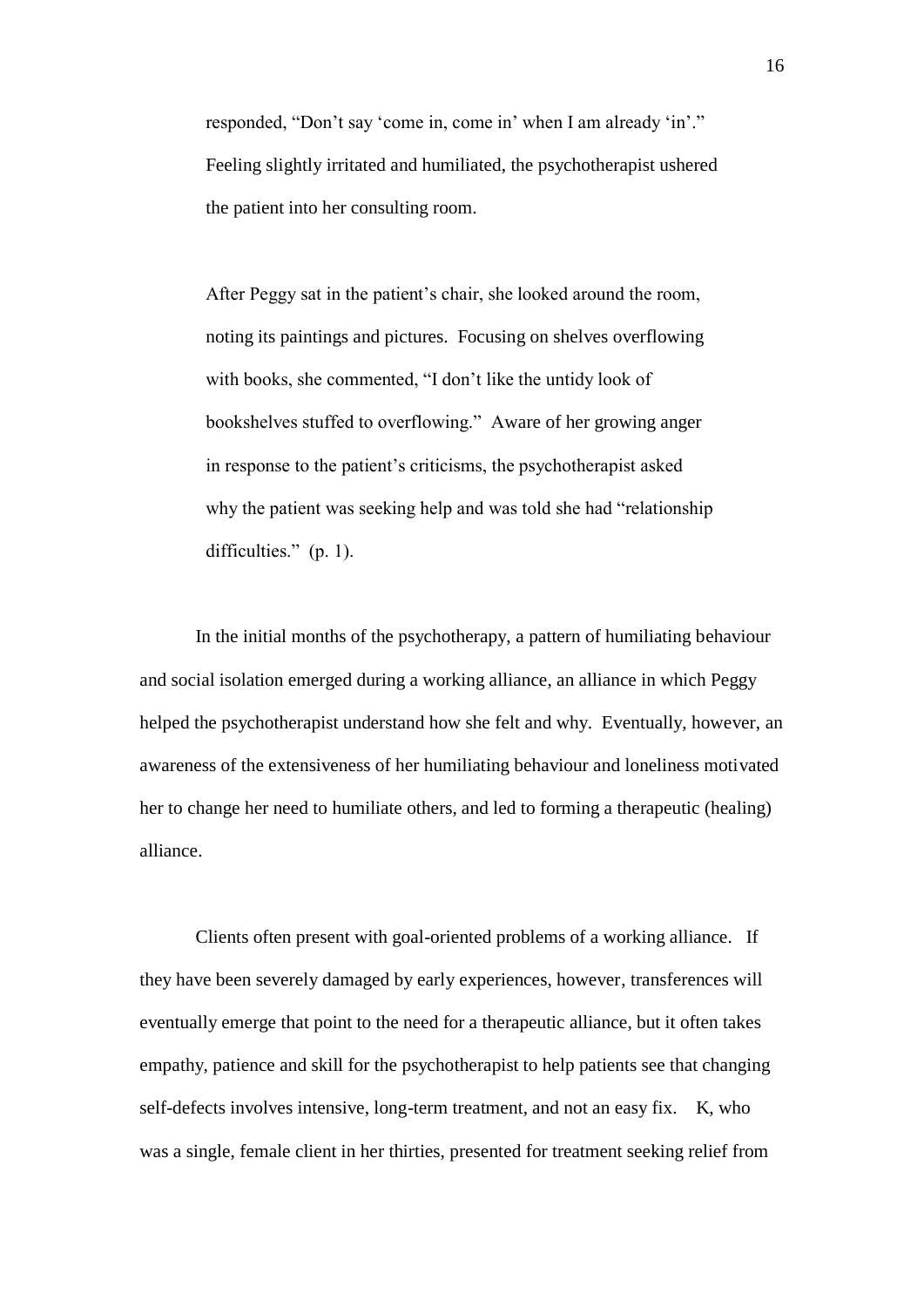> responded, “Don’t say ‘come in, come in’ when I am already ‘in’.” Feeling slightly irritated and humiliated, the psychotherapist ushered the patient into her consulting room.
>
> After Peggy sat in the patient’s chair, she looked around the room, noting its paintings and pictures. Focusing on shelves overflowing with books, she commented, “I don’t like the untidy look of bookshelves stuffed to overflowing.” Aware of her growing anger in response to the patient’s criticisms, the psychotherapist asked why the patient was seeking help and was told she had “relationship difficulties.” (p. 1).

In the initial months of the psychotherapy, a pattern of humiliating behaviour and social isolation emerged during a working alliance, an alliance in which Peggy helped the psychotherapist understand how she felt and why. Eventually, however, an awareness of the extensiveness of her humiliating behaviour and loneliness motivated her to change her need to humiliate others, and led to forming a therapeutic (healing) alliance.

Clients often present with goal-oriented problems of a working alliance. If they have been severely damaged by early experiences, however, transferences will eventually emerge that point to the need for a therapeutic alliance, but it often takes empathy, patience and skill for the psychotherapist to help patients see that changing self-defects involves intensive, long-term treatment, and not an easy fix. K, who was a single, female client in her thirties, presented for treatment seeking relief from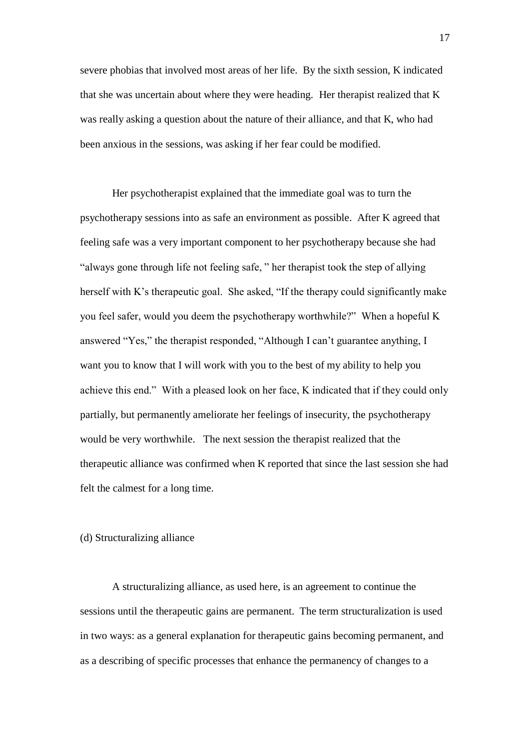severe phobias that involved most areas of her life. By the sixth session, K indicated that she was uncertain about where they were heading. Her therapist realized that K was really asking a question about the nature of their alliance, and that K, who had been anxious in the sessions, was asking if her fear could be modified.

Her psychotherapist explained that the immediate goal was to turn the psychotherapy sessions into as safe an environment as possible. After K agreed that feeling safe was a very important component to her psychotherapy because she had "always gone through life not feeling safe, " her therapist took the step of allying herself with K's therapeutic goal. She asked, "If the therapy could significantly make you feel safer, would you deem the psychotherapy worthwhile?" When a hopeful K answered "Yes," the therapist responded, "Although I can't guarantee anything, I want you to know that I will work with you to the best of my ability to help you achieve this end." With a pleased look on her face, K indicated that if they could only partially, but permanently ameliorate her feelings of insecurity, the psychotherapy would be very worthwhile. The next session the therapist realized that the therapeutic alliance was confirmed when K reported that since the last session she had felt the calmest for a long time.

(d) Structuralizing alliance

A structuralizing alliance, as used here, is an agreement to continue the sessions until the therapeutic gains are permanent. The term structuralization is used in two ways: as a general explanation for therapeutic gains becoming permanent, and as a describing of specific processes that enhance the permanency of changes to a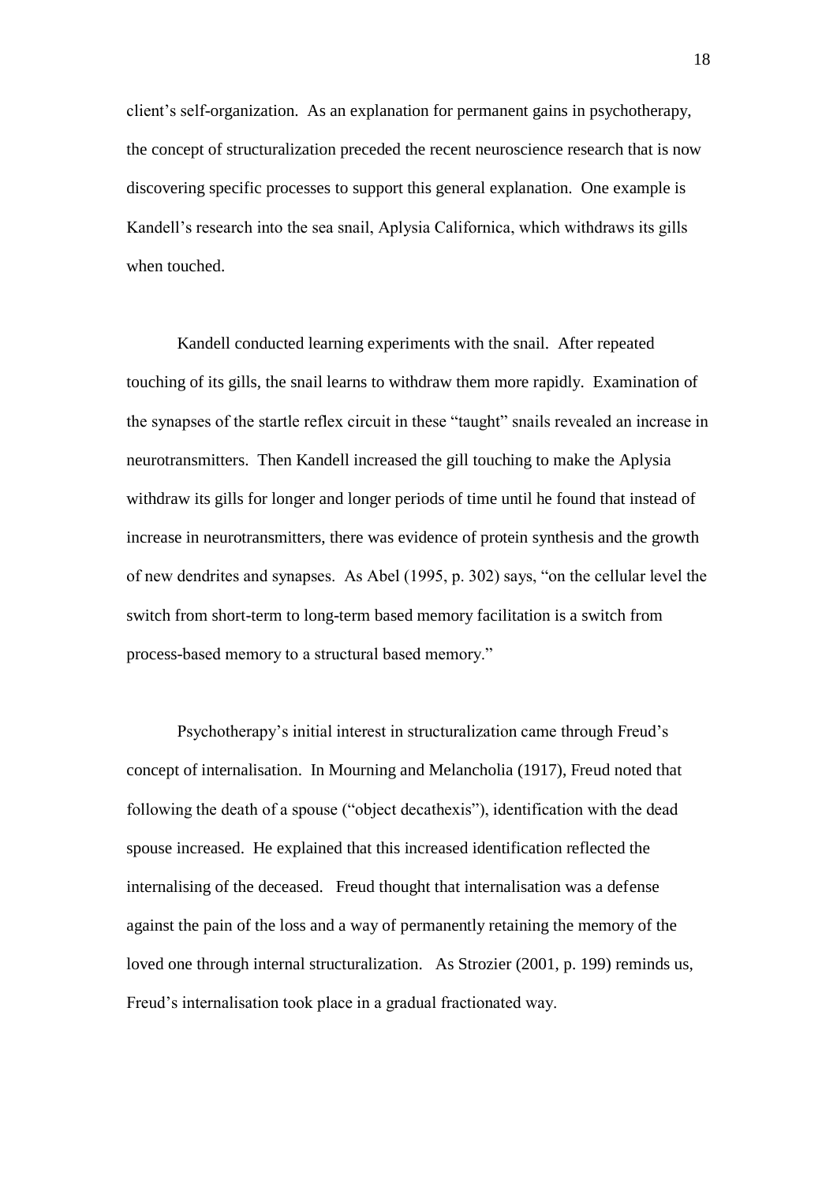client's self-organization. As an explanation for permanent gains in psychotherapy, the concept of structuralization preceded the recent neuroscience research that is now discovering specific processes to support this general explanation. One example is Kandell's research into the sea snail, Aplysia Californica, which withdraws its gills when touched.

Kandell conducted learning experiments with the snail. After repeated touching of its gills, the snail learns to withdraw them more rapidly. Examination of the synapses of the startle reflex circuit in these "taught" snails revealed an increase in neurotransmitters. Then Kandell increased the gill touching to make the Aplysia withdraw its gills for longer and longer periods of time until he found that instead of increase in neurotransmitters, there was evidence of protein synthesis and the growth of new dendrites and synapses. As Abel (1995, p. 302) says, "on the cellular level the switch from short-term to long-term based memory facilitation is a switch from process-based memory to a structural based memory."

Psychotherapy's initial interest in structuralization came through Freud's concept of internalisation. In Mourning and Melancholia (1917), Freud noted that following the death of a spouse ("object decathexis"), identification with the dead spouse increased. He explained that this increased identification reflected the internalising of the deceased. Freud thought that internalisation was a defense against the pain of the loss and a way of permanently retaining the memory of the loved one through internal structuralization. As Strozier (2001, p. 199) reminds us, Freud's internalisation took place in a gradual fractionated way.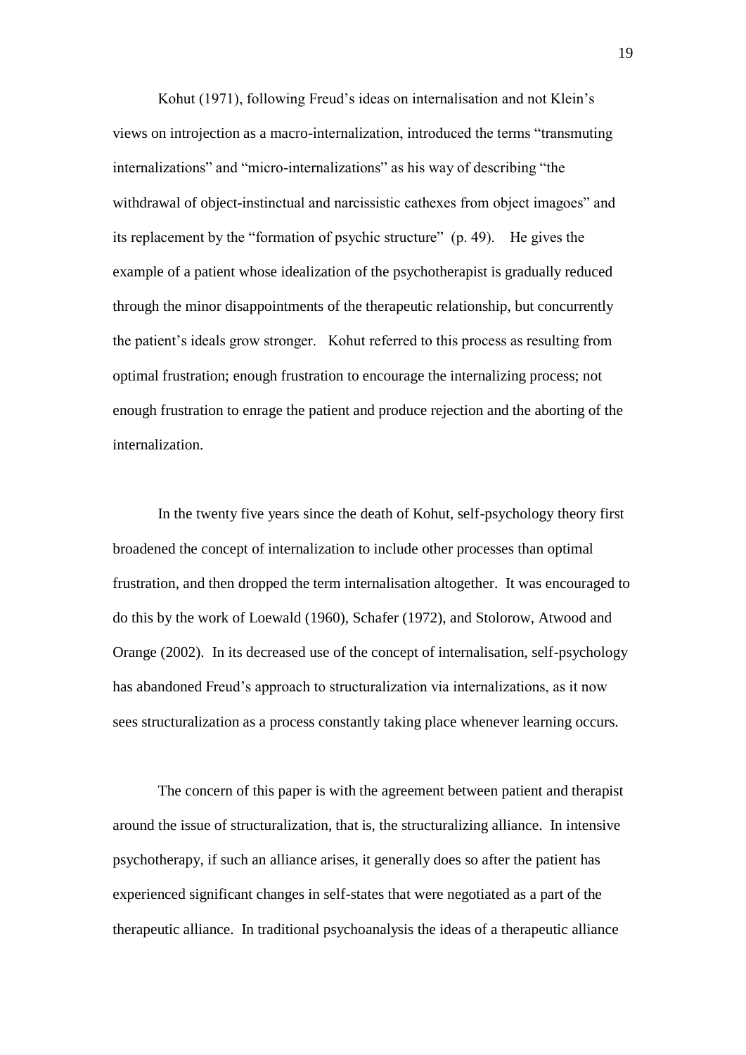Kohut (1971), following Freud's ideas on internalisation and not Klein's views on introjection as a macro-internalization, introduced the terms "transmuting internalizations" and "micro-internalizations" as his way of describing "the withdrawal of object-instinctual and narcissistic cathexes from object imagoes" and its replacement by the "formation of psychic structure" (p. 49). He gives the example of a patient whose idealization of the psychotherapist is gradually reduced through the minor disappointments of the therapeutic relationship, but concurrently the patient's ideals grow stronger. Kohut referred to this process as resulting from optimal frustration; enough frustration to encourage the internalizing process; not enough frustration to enrage the patient and produce rejection and the aborting of the internalization.

In the twenty five years since the death of Kohut, self-psychology theory first broadened the concept of internalization to include other processes than optimal frustration, and then dropped the term internalisation altogether. It was encouraged to do this by the work of Loewald (1960), Schafer (1972), and Stolorow, Atwood and Orange (2002). In its decreased use of the concept of internalisation, self-psychology has abandoned Freud's approach to structuralization via internalizations, as it now sees structuralization as a process constantly taking place whenever learning occurs.

The concern of this paper is with the agreement between patient and therapist around the issue of structuralization, that is, the structuralizing alliance. In intensive psychotherapy, if such an alliance arises, it generally does so after the patient has experienced significant changes in self-states that were negotiated as a part of the therapeutic alliance. In traditional psychoanalysis the ideas of a therapeutic alliance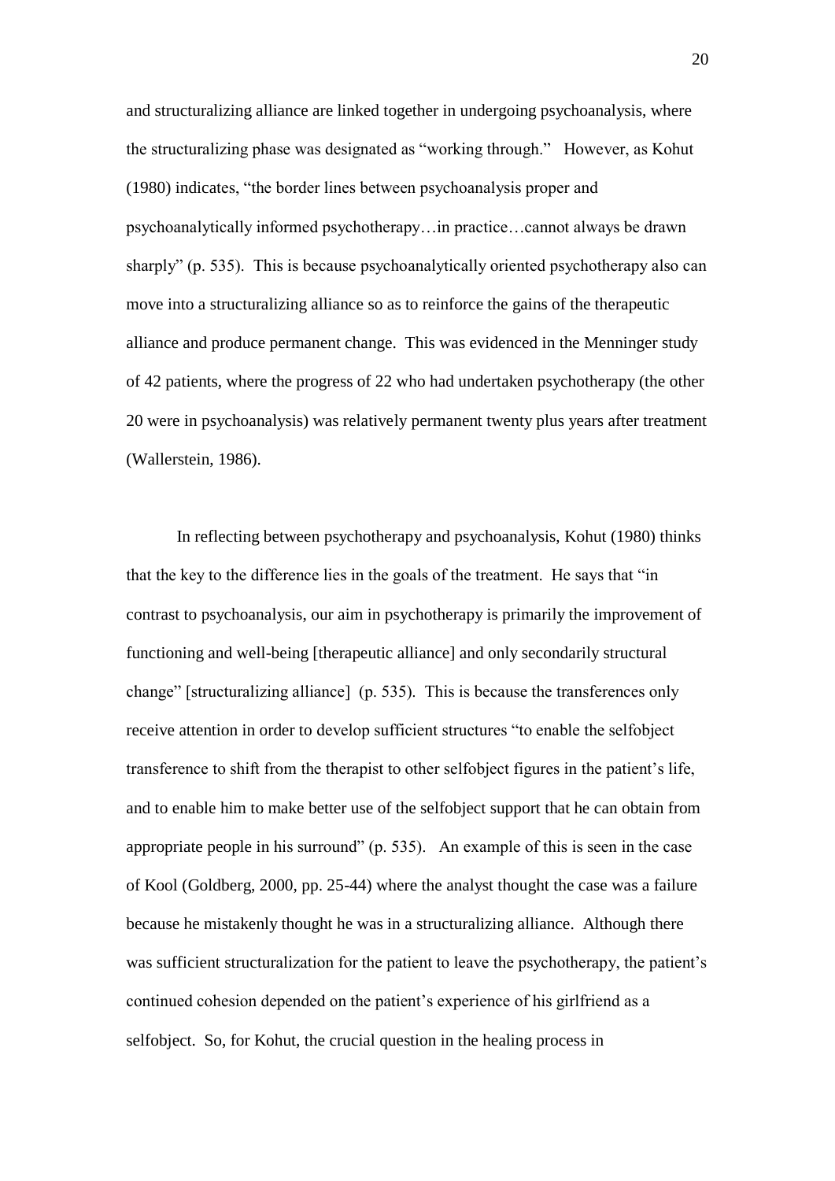and structuralizing alliance are linked together in undergoing psychoanalysis, where the structuralizing phase was designated as "working through." However, as Kohut (1980) indicates, "the border lines between psychoanalysis proper and psychoanalytically informed psychotherapy…in practice…cannot always be drawn sharply" (p. 535). This is because psychoanalytically oriented psychotherapy also can move into a structuralizing alliance so as to reinforce the gains of the therapeutic alliance and produce permanent change. This was evidenced in the Menninger study of 42 patients, where the progress of 22 who had undertaken psychotherapy (the other 20 were in psychoanalysis) was relatively permanent twenty plus years after treatment (Wallerstein, 1986).

In reflecting between psychotherapy and psychoanalysis, Kohut (1980) thinks that the key to the difference lies in the goals of the treatment. He says that "in contrast to psychoanalysis, our aim in psychotherapy is primarily the improvement of functioning and well-being [therapeutic alliance] and only secondarily structural change" [structuralizing alliance] (p. 535). This is because the transferences only receive attention in order to develop sufficient structures "to enable the selfobject transference to shift from the therapist to other selfobject figures in the patient's life, and to enable him to make better use of the selfobject support that he can obtain from appropriate people in his surround" (p. 535). An example of this is seen in the case of Kool (Goldberg, 2000, pp. 25-44) where the analyst thought the case was a failure because he mistakenly thought he was in a structuralizing alliance. Although there was sufficient structuralization for the patient to leave the psychotherapy, the patient's continued cohesion depended on the patient's experience of his girlfriend as a selfobject. So, for Kohut, the crucial question in the healing process in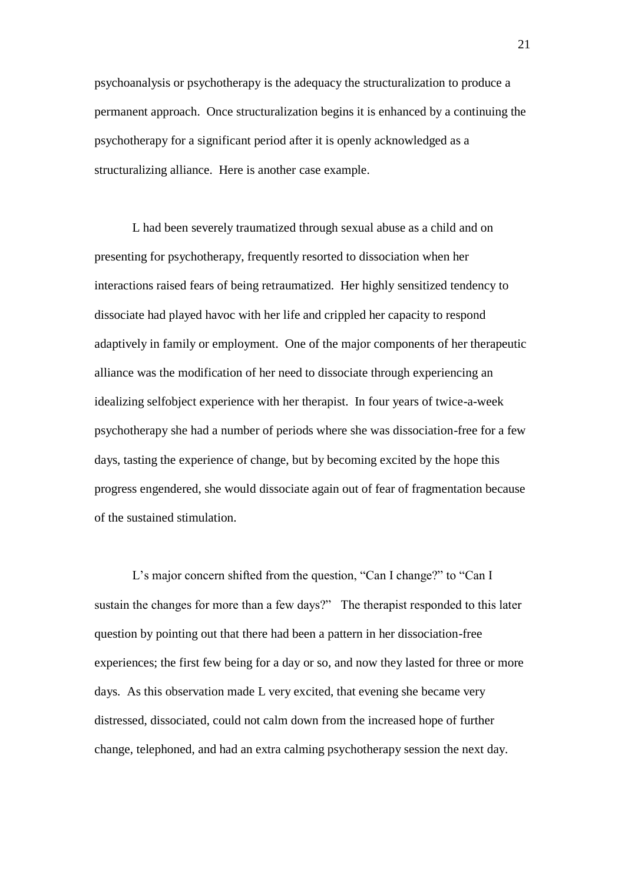psychoanalysis or psychotherapy is the adequacy the structuralization to produce a permanent approach. Once structuralization begins it is enhanced by a continuing the psychotherapy for a significant period after it is openly acknowledged as a structuralizing alliance. Here is another case example.

L had been severely traumatized through sexual abuse as a child and on presenting for psychotherapy, frequently resorted to dissociation when her interactions raised fears of being retraumatized. Her highly sensitized tendency to dissociate had played havoc with her life and crippled her capacity to respond adaptively in family or employment. One of the major components of her therapeutic alliance was the modification of her need to dissociate through experiencing an idealizing selfobject experience with her therapist. In four years of twice-a-week psychotherapy she had a number of periods where she was dissociation-free for a few days, tasting the experience of change, but by becoming excited by the hope this progress engendered, she would dissociate again out of fear of fragmentation because of the sustained stimulation.

L's major concern shifted from the question, "Can I change?" to "Can I sustain the changes for more than a few days?" The therapist responded to this later question by pointing out that there had been a pattern in her dissociation-free experiences; the first few being for a day or so, and now they lasted for three or more days. As this observation made L very excited, that evening she became very distressed, dissociated, could not calm down from the increased hope of further change, telephoned, and had an extra calming psychotherapy session the next day.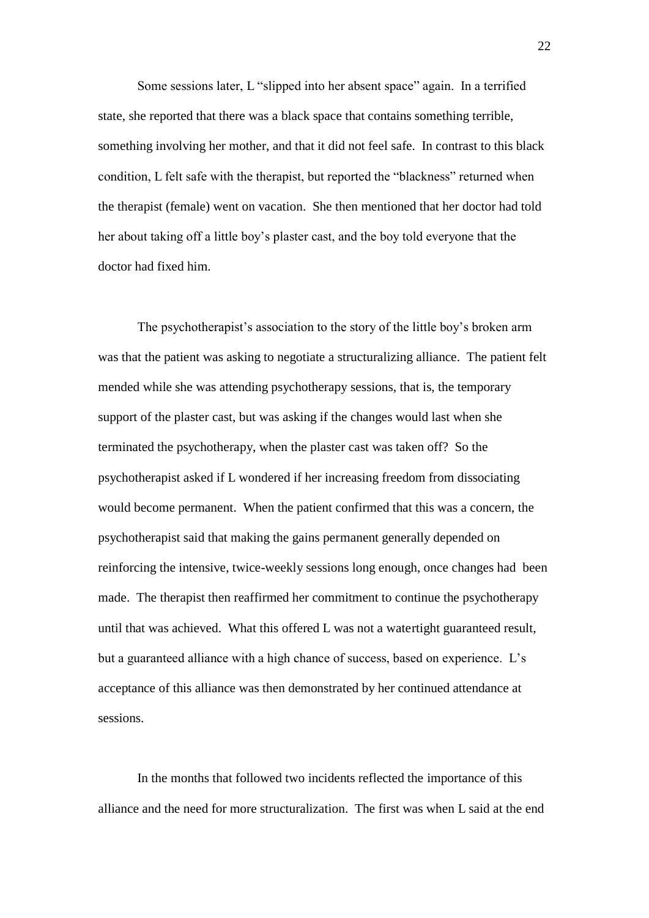Some sessions later, L "slipped into her absent space" again. In a terrified state, she reported that there was a black space that contains something terrible, something involving her mother, and that it did not feel safe. In contrast to this black condition, L felt safe with the therapist, but reported the "blackness" returned when the therapist (female) went on vacation. She then mentioned that her doctor had told her about taking off a little boy's plaster cast, and the boy told everyone that the doctor had fixed him.

The psychotherapist's association to the story of the little boy's broken arm was that the patient was asking to negotiate a structuralizing alliance. The patient felt mended while she was attending psychotherapy sessions, that is, the temporary support of the plaster cast, but was asking if the changes would last when she terminated the psychotherapy, when the plaster cast was taken off? So the psychotherapist asked if L wondered if her increasing freedom from dissociating would become permanent. When the patient confirmed that this was a concern, the psychotherapist said that making the gains permanent generally depended on reinforcing the intensive, twice-weekly sessions long enough, once changes had been made. The therapist then reaffirmed her commitment to continue the psychotherapy until that was achieved. What this offered L was not a watertight guaranteed result, but a guaranteed alliance with a high chance of success, based on experience. L's acceptance of this alliance was then demonstrated by her continued attendance at sessions.

In the months that followed two incidents reflected the importance of this alliance and the need for more structuralization. The first was when L said at the end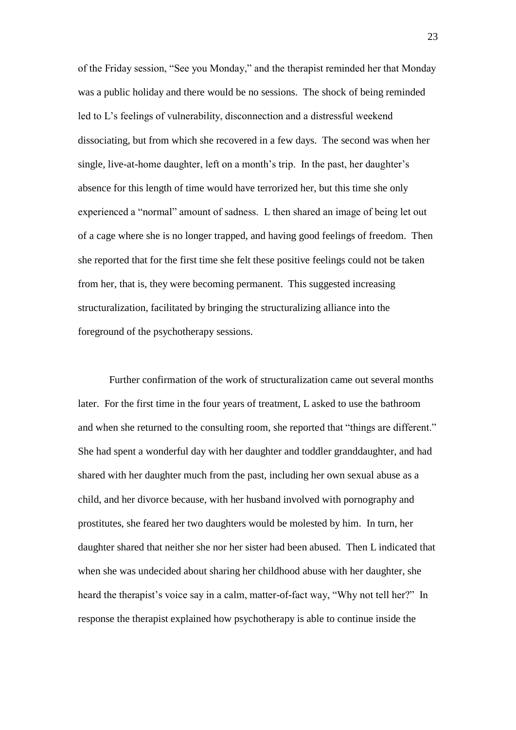of the Friday session, "See you Monday," and the therapist reminded her that Monday was a public holiday and there would be no sessions. The shock of being reminded led to L's feelings of vulnerability, disconnection and a distressful weekend dissociating, but from which she recovered in a few days. The second was when her single, live-at-home daughter, left on a month's trip. In the past, her daughter's absence for this length of time would have terrorized her, but this time she only experienced a "normal" amount of sadness. L then shared an image of being let out of a cage where she is no longer trapped, and having good feelings of freedom. Then she reported that for the first time she felt these positive feelings could not be taken from her, that is, they were becoming permanent. This suggested increasing structuralization, facilitated by bringing the structuralizing alliance into the foreground of the psychotherapy sessions.

Further confirmation of the work of structuralization came out several months later. For the first time in the four years of treatment, L asked to use the bathroom and when she returned to the consulting room, she reported that "things are different." She had spent a wonderful day with her daughter and toddler granddaughter, and had shared with her daughter much from the past, including her own sexual abuse as a child, and her divorce because, with her husband involved with pornography and prostitutes, she feared her two daughters would be molested by him. In turn, her daughter shared that neither she nor her sister had been abused. Then L indicated that when she was undecided about sharing her childhood abuse with her daughter, she heard the therapist's voice say in a calm, matter-of-fact way, "Why not tell her?" In response the therapist explained how psychotherapy is able to continue inside the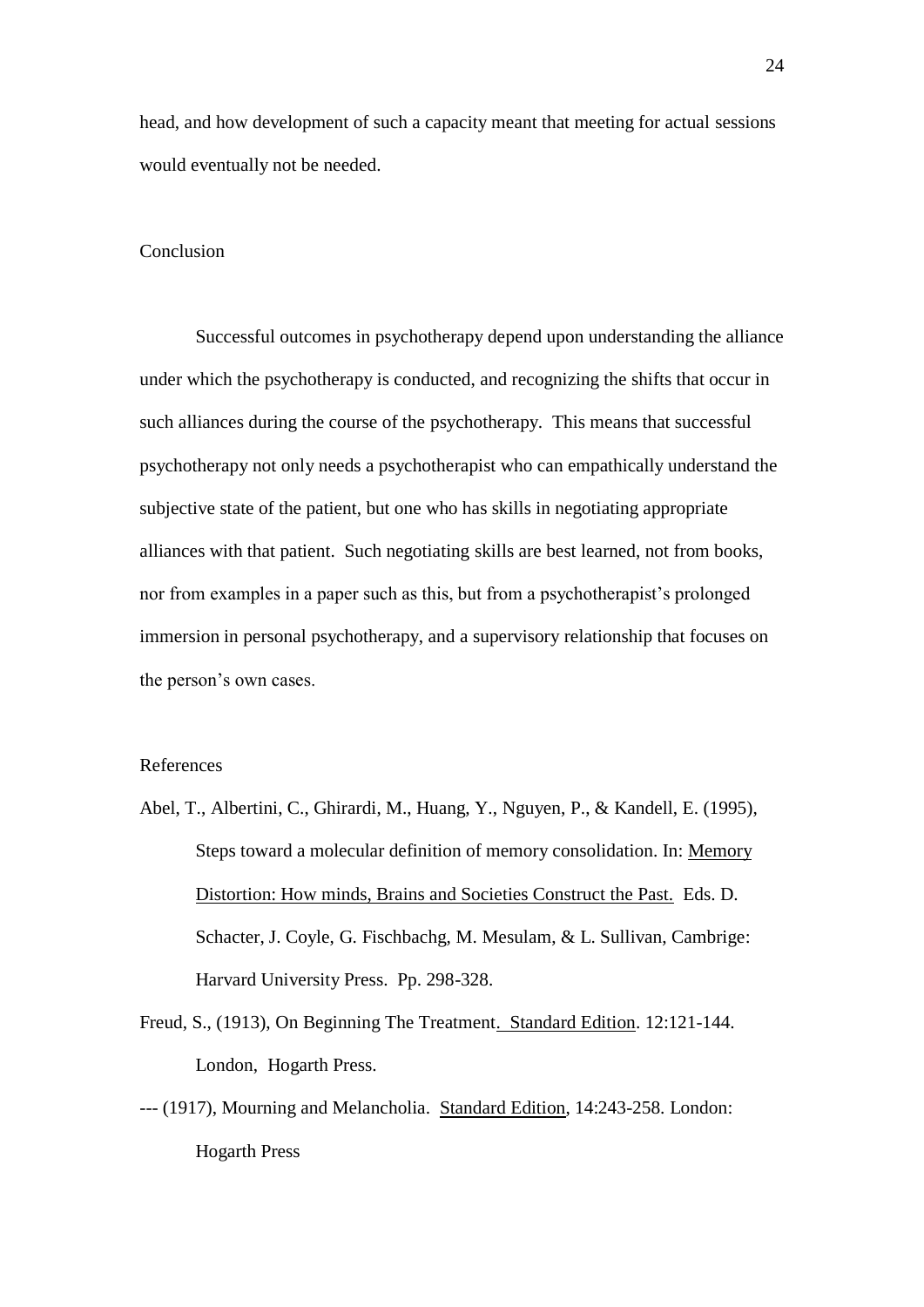head, and how development of such a capacity meant that meeting for actual sessions would eventually not be needed.

## Conclusion

Successful outcomes in psychotherapy depend upon understanding the alliance under which the psychotherapy is conducted, and recognizing the shifts that occur in such alliances during the course of the psychotherapy. This means that successful psychotherapy not only needs a psychotherapist who can empathically understand the subjective state of the patient, but one who has skills in negotiating appropriate alliances with that patient. Such negotiating skills are best learned, not from books, nor from examples in a paper such as this, but from a psychotherapist's prolonged immersion in personal psychotherapy, and a supervisory relationship that focuses on the person's own cases.

## References

Abel, T., Albertini, C., Ghirardi, M., Huang, Y., Nguyen, P., & Kandell, E. (1995), Steps toward a molecular definition of memory consolidation. In: Memory Distortion: How minds, Brains and Societies Construct the Past. Eds. D. Schacter, J. Coyle, G. Fischbachg, M. Mesulam, & L. Sullivan, Cambrige: Harvard University Press. Pp. 298-328.

Freud, S., (1913), On Beginning The Treatment. Standard Edition. 12:121-144. London, Hogarth Press.

--- (1917), Mourning and Melancholia. Standard Edition, 14:243-258. London: Hogarth Press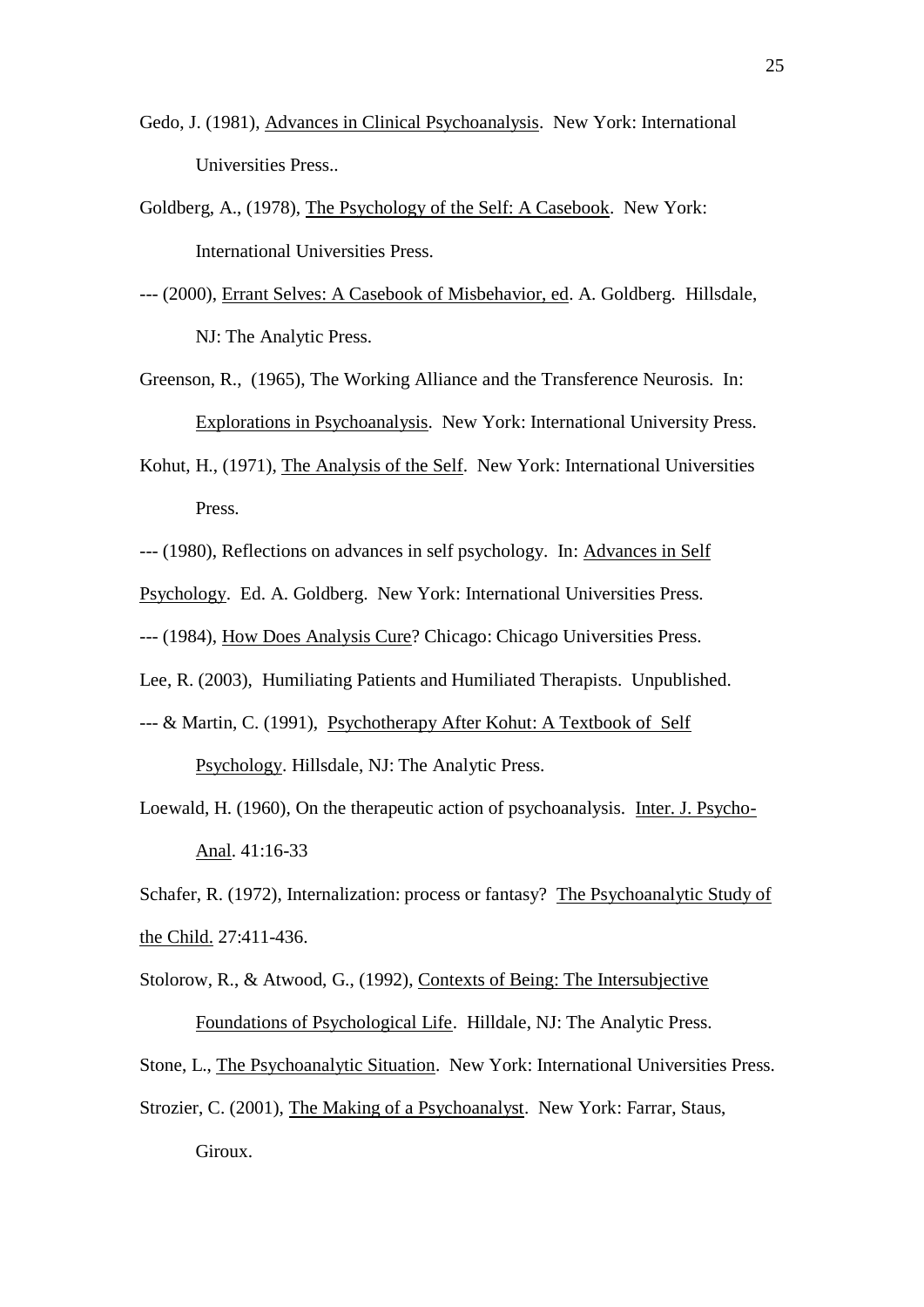Gedo, J. (1981), Advances in Clinical Psychoanalysis. New York: International Universities Press..

Goldberg, A., (1978), The Psychology of the Self: A Casebook. New York: International Universities Press.

--- (2000), Errant Selves: A Casebook of Misbehavior, ed. A. Goldberg. Hillsdale, NJ: The Analytic Press.

Greenson, R., (1965), The Working Alliance and the Transference Neurosis. In: Explorations in Psychoanalysis. New York: International University Press.

Kohut, H., (1971), The Analysis of the Self. New York: International Universities Press.

--- (1980), Reflections on advances in self psychology. In: Advances in Self Psychology. Ed. A. Goldberg. New York: International Universities Press.

--- (1984), How Does Analysis Cure? Chicago: Chicago Universities Press.

Lee, R. (2003), Humiliating Patients and Humiliated Therapists. Unpublished.

--- & Martin, C. (1991), Psychotherapy After Kohut: A Textbook of Self Psychology. Hillsdale, NJ: The Analytic Press.

Loewald, H. (1960), On the therapeutic action of psychoanalysis. Inter. J. Psycho-Anal. 41:16-33

Schafer, R. (1972), Internalization: process or fantasy? The Psychoanalytic Study of the Child. 27:411-436.

Stolorow, R., & Atwood, G., (1992), Contexts of Being: The Intersubjective Foundations of Psychological Life. Hilldale, NJ: The Analytic Press.

Stone, L., The Psychoanalytic Situation. New York: International Universities Press.

Strozier, C. (2001), The Making of a Psychoanalyst. New York: Farrar, Staus, Giroux.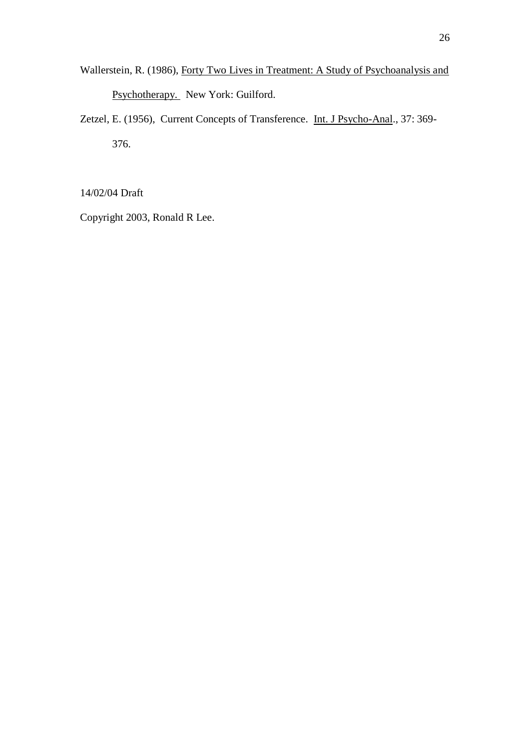Wallerstein, R. (1986), Forty Two Lives in Treatment: A Study of Psychoanalysis and Psychotherapy. New York: Guilford.

Zetzel, E. (1956), Current Concepts of Transference. Int. J Psycho-Anal., 37: 369-376.

14/02/04 Draft

Copyright 2003, Ronald R Lee.